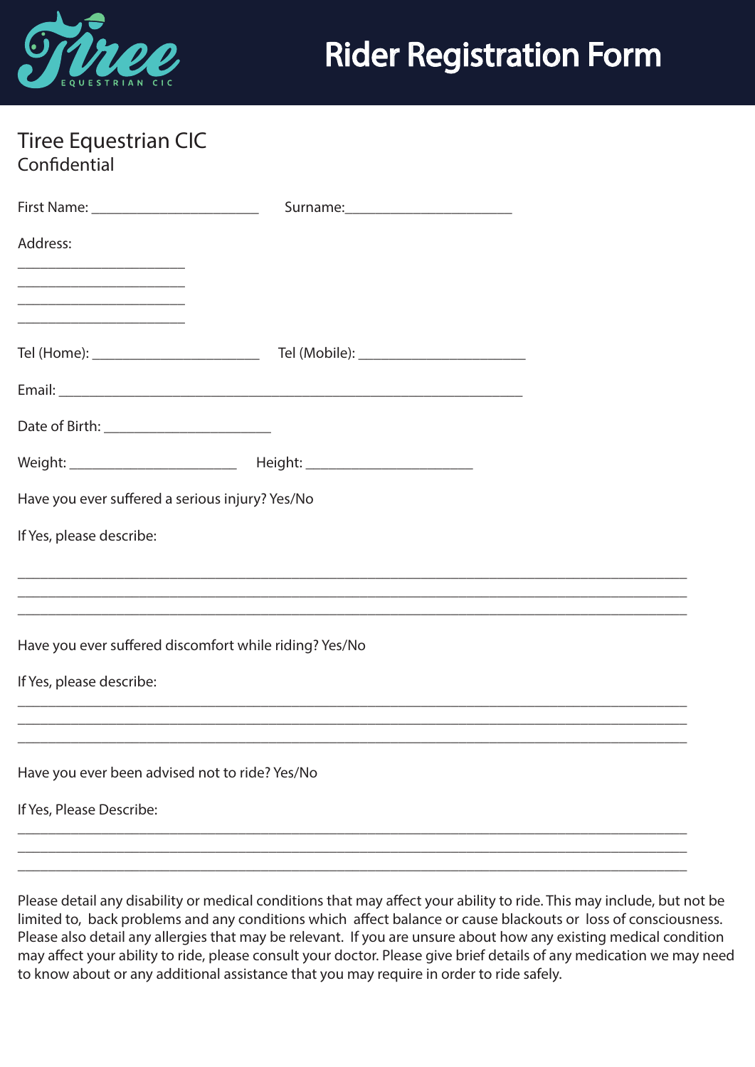# Rider Registration Form

Tiree Equestrian CIC
Confidential

First Name: ______________________ Surname:______________________

Address:

______________________
______________________
______________________
______________________

Tel (Home): ______________________ Tel (Mobile): ______________________

Email: ____________________________________________________________

Date of Birth: ______________________

Weight: ______________________ Height: ______________________

Have you ever suffered a serious injury? Yes/No

If Yes, please describe:

__________________________________________________________________________________________
__________________________________________________________________________________________
__________________________________________________________________________________________

Have you ever suffered discomfort while riding? Yes/No

If Yes, please describe:

__________________________________________________________________________________________
__________________________________________________________________________________________
__________________________________________________________________________________________

Have you ever been advised not to ride? Yes/No

If Yes, Please Describe:

__________________________________________________________________________________________
__________________________________________________________________________________________
__________________________________________________________________________________________

Please detail any disability or medical conditions that may affect your ability to ride. This may include, but not be limited to, back problems and any conditions which affect balance or cause blackouts or loss of consciousness. Please also detail any allergies that may be relevant. If you are unsure about how any existing medical condition may affect your ability to ride, please consult your doctor. Please give brief details of any medication we may need to know about or any additional assistance that you may require in order to ride safely.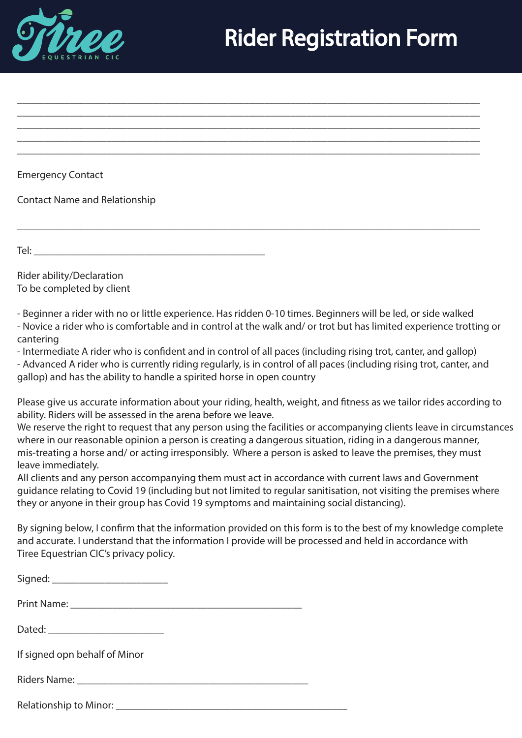# Rider Registration Form

Tiree Equestrian CIC

\_\_\_\_\_\_\_\_\_\_\_\_\_\_\_\_\_\_\_\_\_\_\_\_\_\_\_\_\_\_\_\_\_\_\_\_\_\_\_\_\_\_\_\_\_\_\_\_\_\_\_\_\_\_\_\_\_\_\_\_\_\_\_\_\_\_\_\_\_\_\_\_\_\_\_\_

\_\_\_\_\_\_\_\_\_\_\_\_\_\_\_\_\_\_\_\_\_\_\_\_\_\_\_\_\_\_\_\_\_\_\_\_\_\_\_\_\_\_\_\_\_\_\_\_\_\_\_\_\_\_\_\_\_\_\_\_\_\_\_\_\_\_\_\_\_\_\_\_\_\_\_\_

\_\_\_\_\_\_\_\_\_\_\_\_\_\_\_\_\_\_\_\_\_\_\_\_\_\_\_\_\_\_\_\_\_\_\_\_\_\_\_\_\_\_\_\_\_\_\_\_\_\_\_\_\_\_\_\_\_\_\_\_\_\_\_\_\_\_\_\_\_\_\_\_\_\_\_\_

\_\_\_\_\_\_\_\_\_\_\_\_\_\_\_\_\_\_\_\_\_\_\_\_\_\_\_\_\_\_\_\_\_\_\_\_\_\_\_\_\_\_\_\_\_\_\_\_\_\_\_\_\_\_\_\_\_\_\_\_\_\_\_\_\_\_\_\_\_\_\_\_\_\_\_\_

\_\_\_\_\_\_\_\_\_\_\_\_\_\_\_\_\_\_\_\_\_\_\_\_\_\_\_\_\_\_\_\_\_\_\_\_\_\_\_\_\_\_\_\_\_\_\_\_\_\_\_\_\_\_\_\_\_\_\_\_\_\_\_\_\_\_\_\_\_\_\_\_\_\_\_\_

Emergency Contact

Contact Name and Relationship

\_\_\_\_\_\_\_\_\_\_\_\_\_\_\_\_\_\_\_\_\_\_\_\_\_\_\_\_\_\_\_\_\_\_\_\_\_\_\_\_\_\_\_\_\_\_\_\_\_\_\_\_\_\_\_\_\_\_\_\_\_\_\_\_\_\_\_\_\_\_\_\_\_\_\_\_

Tel: \_\_\_\_\_\_\_\_\_\_\_\_\_\_\_\_\_\_\_\_\_\_\_\_\_\_\_\_\_\_\_\_\_\_\_\_\_\_\_\_\_\_\_\_

Rider ability/Declaration
To be completed by client

- Beginner a rider with no or little experience. Has ridden 0-10 times. Beginners will be led, or side walked
- Novice a rider who is comfortable and in control at the walk and/ or trot but has limited experience trotting or cantering
- Intermediate A rider who is confident and in control of all paces (including rising trot, canter, and gallop)
- Advanced A rider who is currently riding regularly, is in control of all paces (including rising trot, canter, and gallop) and has the ability to handle a spirited horse in open country

Please give us accurate information about your riding, health, weight, and fitness as we tailor rides according to ability. Riders will be assessed in the arena before we leave.
We reserve the right to request that any person using the facilities or accompanying clients leave in circumstances where in our reasonable opinion a person is creating a dangerous situation, riding in a dangerous manner, mis-treating a horse and/ or acting irresponsibly. Where a person is asked to leave the premises, they must leave immediately.
All clients and any person accompanying them must act in accordance with current laws and Government guidance relating to Covid 19 (including but not limited to regular sanitisation, not visiting the premises where they or anyone in their group has Covid 19 symptoms and maintaining social distancing).

By signing below, I confirm that the information provided on this form is to the best of my knowledge complete and accurate. I understand that the information I provide will be processed and held in accordance with Tiree Equestrian CIC's privacy policy.

Signed: \_\_\_\_\_\_\_\_\_\_\_\_\_\_\_\_\_\_\_\_\_\_

Print Name: \_\_\_\_\_\_\_\_\_\_\_\_\_\_\_\_\_\_\_\_\_\_\_\_\_\_\_\_\_\_\_\_\_\_\_\_\_\_\_\_\_\_\_\_

Dated: \_\_\_\_\_\_\_\_\_\_\_\_\_\_\_\_\_\_\_\_\_\_

If signed opn behalf of Minor

Riders Name: \_\_\_\_\_\_\_\_\_\_\_\_\_\_\_\_\_\_\_\_\_\_\_\_\_\_\_\_\_\_\_\_\_\_\_\_\_\_\_\_\_\_\_\_

Relationship to Minor: \_\_\_\_\_\_\_\_\_\_\_\_\_\_\_\_\_\_\_\_\_\_\_\_\_\_\_\_\_\_\_\_\_\_\_\_\_\_\_\_\_\_\_\_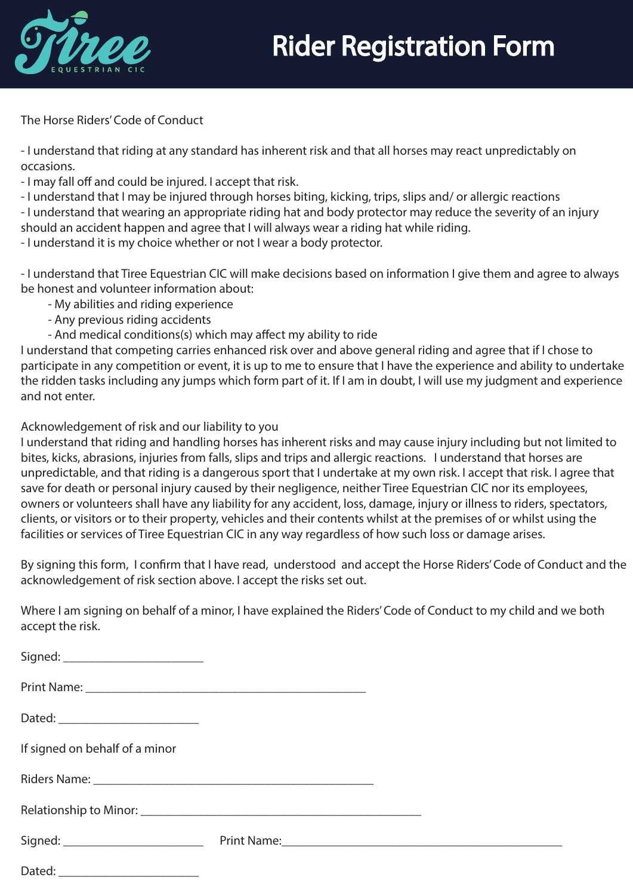# Rider Registration Form

The Horse Riders' Code of Conduct

- I understand that riding at any standard has inherent risk and that all horses may react unpredictably on occasions.
- I may fall off and could be injured. I accept that risk.
- I understand that I may be injured through horses biting, kicking, trips, slips and/ or allergic reactions
- I understand that wearing an appropriate riding hat and body protector may reduce the severity of an injury should an accident happen and agree that I will always wear a riding hat while riding.
- I understand it is my choice whether or not I wear a body protector.

- I understand that Tiree Equestrian CIC will make decisions based on information I give them and agree to always be honest and volunteer information about:
    - My abilities and riding experience
    - Any previous riding accidents
    - And medical conditions(s) which may affect my ability to ride

I understand that competing carries enhanced risk over and above general riding and agree that if I chose to participate in any competition or event, it is up to me to ensure that I have the experience and ability to undertake the ridden tasks including any jumps which form part of it. If I am in doubt, I will use my judgment and experience and not enter.

Acknowledgement of risk and our liability to you

I understand that riding and handling horses has inherent risks and may cause injury including but not limited to bites, kicks, abrasions, injuries from falls, slips and trips and allergic reactions. I understand that horses are unpredictable, and that riding is a dangerous sport that I undertake at my own risk. I accept that risk. I agree that save for death or personal injury caused by their negligence, neither Tiree Equestrian CIC nor its employees, owners or volunteers shall have any liability for any accident, loss, damage, injury or illness to riders, spectators, clients, or visitors or to their property, vehicles and their contents whilst at the premises of or whilst using the facilities or services of Tiree Equestrian CIC in any way regardless of how such loss or damage arises.

By signing this form, I confirm that I have read, understood and accept the Horse Riders' Code of Conduct and the acknowledgement of risk section above. I accept the risks set out.

Where I am signing on behalf of a minor, I have explained the Riders' Code of Conduct to my child and we both accept the risk.

Signed: ______________________

Print Name: ____________________________________________

Dated: ______________________

If signed on behalf of a minor

Riders Name: ____________________________________________

Relationship to Minor: ____________________________________________

Signed: ______________________ Print Name: ____________________________________________

Dated: ______________________